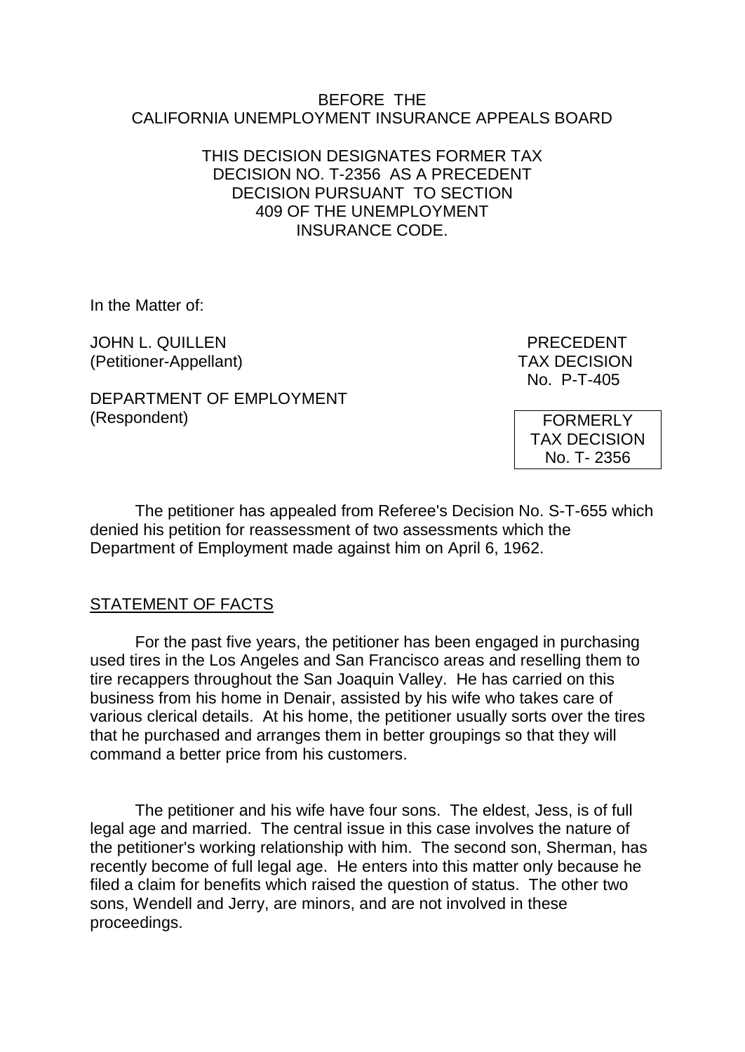BEFORE THE
CALIFORNIA UNEMPLOYMENT INSURANCE APPEALS BOARD

THIS DECISION DESIGNATES FORMER TAX DECISION NO. T-2356 AS A PRECEDENT DECISION PURSUANT TO SECTION 409 OF THE UNEMPLOYMENT INSURANCE CODE.

In the Matter of:

JOHN L. QUILLEN
(Petitioner-Appellant)

DEPARTMENT OF EMPLOYMENT
(Respondent)

PRECEDENT
TAX DECISION
No. P-T-405

FORMERLY
TAX DECISION
No. T- 2356

The petitioner has appealed from Referee's Decision No. S-T-655 which denied his petition for reassessment of two assessments which the Department of Employment made against him on April 6, 1962.

STATEMENT OF FACTS

For the past five years, the petitioner has been engaged in purchasing used tires in the Los Angeles and San Francisco areas and reselling them to tire recappers throughout the San Joaquin Valley. He has carried on this business from his home in Denair, assisted by his wife who takes care of various clerical details. At his home, the petitioner usually sorts over the tires that he purchased and arranges them in better groupings so that they will command a better price from his customers.

The petitioner and his wife have four sons. The eldest, Jess, is of full legal age and married. The central issue in this case involves the nature of the petitioner's working relationship with him. The second son, Sherman, has recently become of full legal age. He enters into this matter only because he filed a claim for benefits which raised the question of status. The other two sons, Wendell and Jerry, are minors, and are not involved in these proceedings.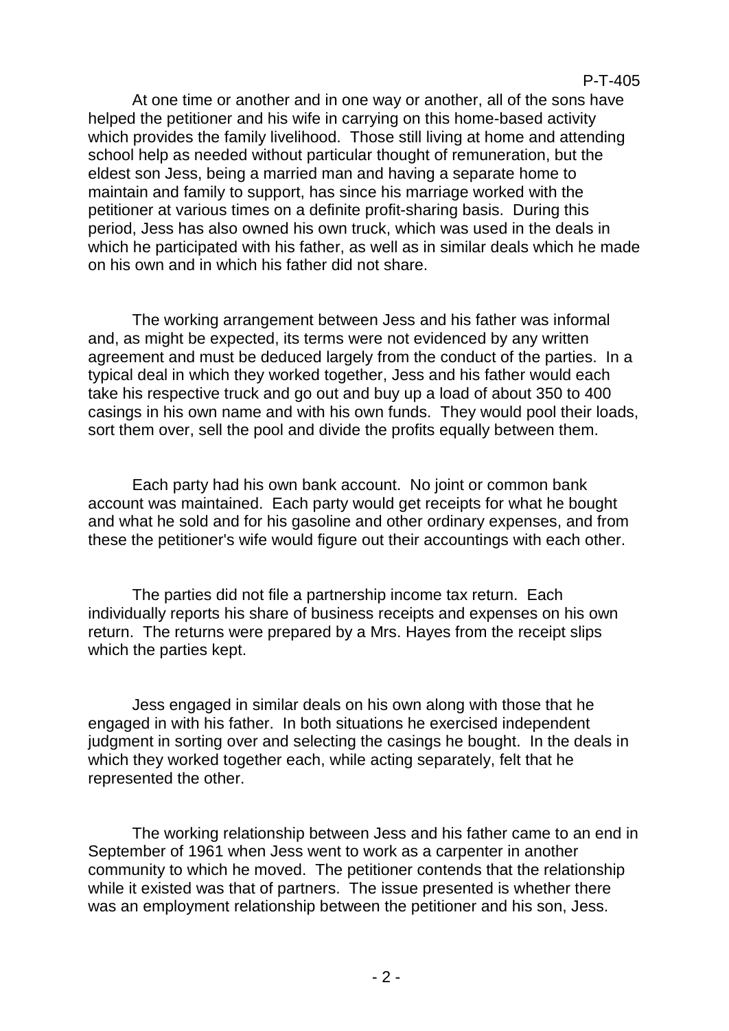At one time or another and in one way or another, all of the sons have helped the petitioner and his wife in carrying on this home-based activity which provides the family livelihood. Those still living at home and attending school help as needed without particular thought of remuneration, but the eldest son Jess, being a married man and having a separate home to maintain and family to support, has since his marriage worked with the petitioner at various times on a definite profit-sharing basis. During this period, Jess has also owned his own truck, which was used in the deals in which he participated with his father, as well as in similar deals which he made on his own and in which his father did not share.

The working arrangement between Jess and his father was informal and, as might be expected, its terms were not evidenced by any written agreement and must be deduced largely from the conduct of the parties. In a typical deal in which they worked together, Jess and his father would each take his respective truck and go out and buy up a load of about 350 to 400 casings in his own name and with his own funds. They would pool their loads, sort them over, sell the pool and divide the profits equally between them.

Each party had his own bank account. No joint or common bank account was maintained. Each party would get receipts for what he bought and what he sold and for his gasoline and other ordinary expenses, and from these the petitioner's wife would figure out their accountings with each other.

The parties did not file a partnership income tax return. Each individually reports his share of business receipts and expenses on his own return. The returns were prepared by a Mrs. Hayes from the receipt slips which the parties kept.

Jess engaged in similar deals on his own along with those that he engaged in with his father. In both situations he exercised independent judgment in sorting over and selecting the casings he bought. In the deals in which they worked together each, while acting separately, felt that he represented the other.

The working relationship between Jess and his father came to an end in September of 1961 when Jess went to work as a carpenter in another community to which he moved. The petitioner contends that the relationship while it existed was that of partners. The issue presented is whether there was an employment relationship between the petitioner and his son, Jess.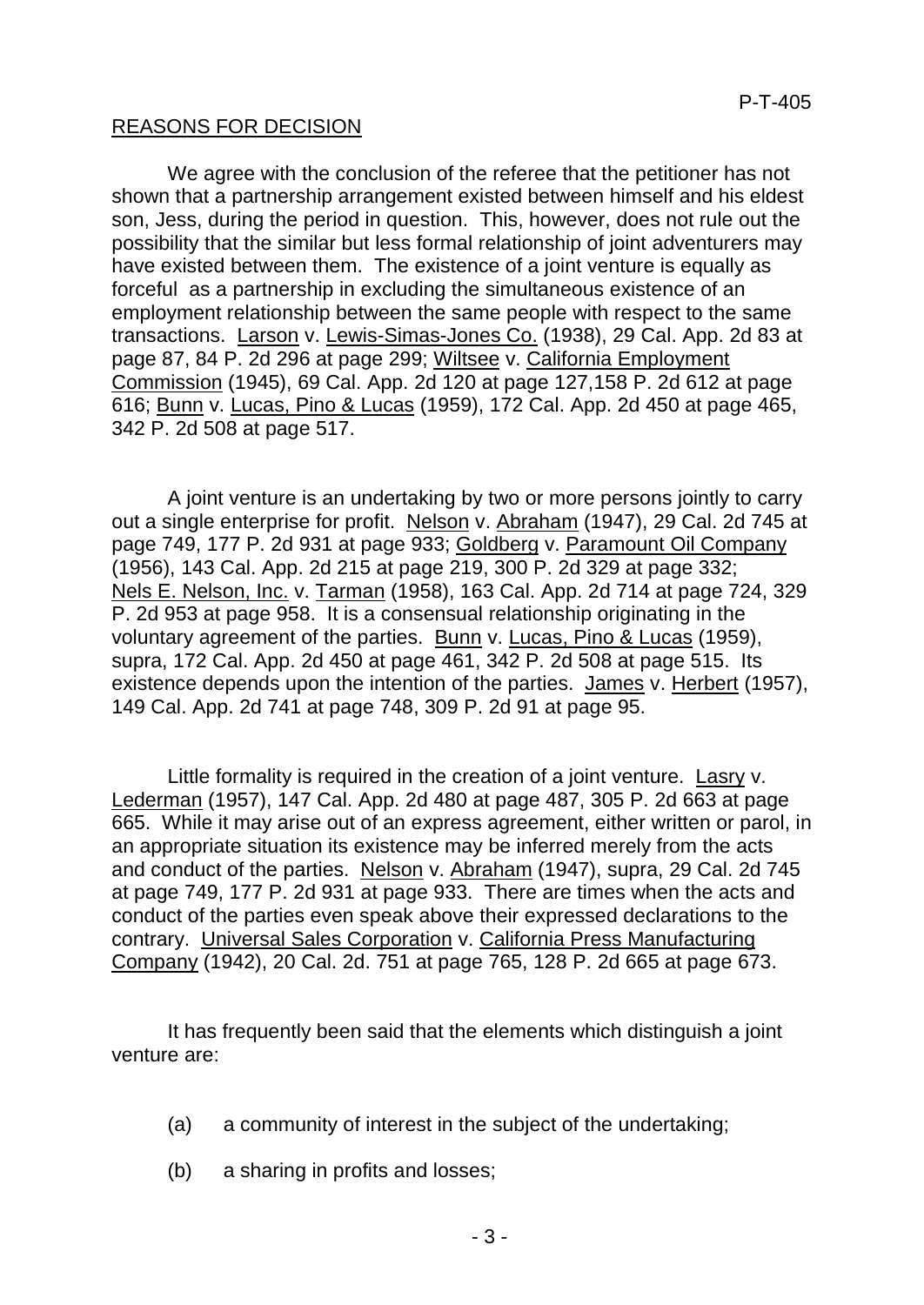## REASONS FOR DECISION

We agree with the conclusion of the referee that the petitioner has not shown that a partnership arrangement existed between himself and his eldest son, Jess, during the period in question. This, however, does not rule out the possibility that the similar but less formal relationship of joint adventurers may have existed between them. The existence of a joint venture is equally as forceful as a partnership in excluding the simultaneous existence of an employment relationship between the same people with respect to the same transactions. Larson v. Lewis-Simas-Jones Co. (1938), 29 Cal. App. 2d 83 at page 87, 84 P. 2d 296 at page 299; Wiltsee v. California Employment Commission (1945), 69 Cal. App. 2d 120 at page 127,158 P. 2d 612 at page 616; Bunn v. Lucas, Pino & Lucas (1959), 172 Cal. App. 2d 450 at page 465, 342 P. 2d 508 at page 517.

A joint venture is an undertaking by two or more persons jointly to carry out a single enterprise for profit. Nelson v. Abraham (1947), 29 Cal. 2d 745 at page 749, 177 P. 2d 931 at page 933; Goldberg v. Paramount Oil Company (1956), 143 Cal. App. 2d 215 at page 219, 300 P. 2d 329 at page 332; Nels E. Nelson, Inc. v. Tarman (1958), 163 Cal. App. 2d 714 at page 724, 329 P. 2d 953 at page 958. It is a consensual relationship originating in the voluntary agreement of the parties. Bunn v. Lucas, Pino & Lucas (1959), supra, 172 Cal. App. 2d 450 at page 461, 342 P. 2d 508 at page 515. Its existence depends upon the intention of the parties. James v. Herbert (1957), 149 Cal. App. 2d 741 at page 748, 309 P. 2d 91 at page 95.

Little formality is required in the creation of a joint venture. Lasry v. Lederman (1957), 147 Cal. App. 2d 480 at page 487, 305 P. 2d 663 at page 665. While it may arise out of an express agreement, either written or parol, in an appropriate situation its existence may be inferred merely from the acts and conduct of the parties. Nelson v. Abraham (1947), supra, 29 Cal. 2d 745 at page 749, 177 P. 2d 931 at page 933. There are times when the acts and conduct of the parties even speak above their expressed declarations to the contrary. Universal Sales Corporation v. California Press Manufacturing Company (1942), 20 Cal. 2d. 751 at page 765, 128 P. 2d 665 at page 673.

It has frequently been said that the elements which distinguish a joint venture are:

(a) a community of interest in the subject of the undertaking;

(b) a sharing in profits and losses;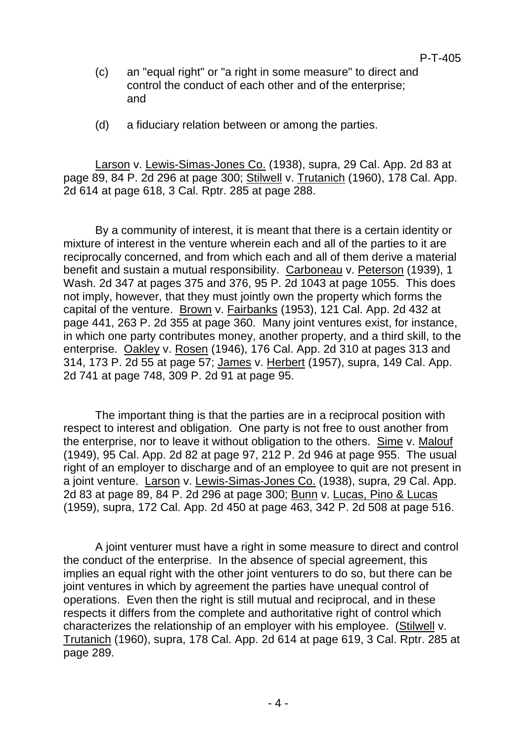(c) an "equal right" or "a right in some measure" to direct and control the conduct of each other and of the enterprise; and

(d) a fiduciary relation between or among the parties.

Larson v. Lewis-Simas-Jones Co. (1938), supra, 29 Cal. App. 2d 83 at page 89, 84 P. 2d 296 at page 300; Stilwell v. Trutanich (1960), 178 Cal. App. 2d 614 at page 618, 3 Cal. Rptr. 285 at page 288.

By a community of interest, it is meant that there is a certain identity or mixture of interest in the venture wherein each and all of the parties to it are reciprocally concerned, and from which each and all of them derive a material benefit and sustain a mutual responsibility. Carboneau v. Peterson (1939), 1 Wash. 2d 347 at pages 375 and 376, 95 P. 2d 1043 at page 1055. This does not imply, however, that they must jointly own the property which forms the capital of the venture. Brown v. Fairbanks (1953), 121 Cal. App. 2d 432 at page 441, 263 P. 2d 355 at page 360. Many joint ventures exist, for instance, in which one party contributes money, another property, and a third skill, to the enterprise. Oakley v. Rosen (1946), 176 Cal. App. 2d 310 at pages 313 and 314, 173 P. 2d 55 at page 57; James v. Herbert (1957), supra, 149 Cal. App. 2d 741 at page 748, 309 P. 2d 91 at page 95.

The important thing is that the parties are in a reciprocal position with respect to interest and obligation. One party is not free to oust another from the enterprise, nor to leave it without obligation to the others. Sime v. Malouf (1949), 95 Cal. App. 2d 82 at page 97, 212 P. 2d 946 at page 955. The usual right of an employer to discharge and of an employee to quit are not present in a joint venture. Larson v. Lewis-Simas-Jones Co. (1938), supra, 29 Cal. App. 2d 83 at page 89, 84 P. 2d 296 at page 300; Bunn v. Lucas, Pino & Lucas (1959), supra, 172 Cal. App. 2d 450 at page 463, 342 P. 2d 508 at page 516.

A joint venturer must have a right in some measure to direct and control the conduct of the enterprise. In the absence of special agreement, this implies an equal right with the other joint venturers to do so, but there can be joint ventures in which by agreement the parties have unequal control of operations. Even then the right is still mutual and reciprocal, and in these respects it differs from the complete and authoritative right of control which characterizes the relationship of an employer with his employee. (Stilwell v. Trutanich (1960), supra, 178 Cal. App. 2d 614 at page 619, 3 Cal. Rptr. 285 at page 289.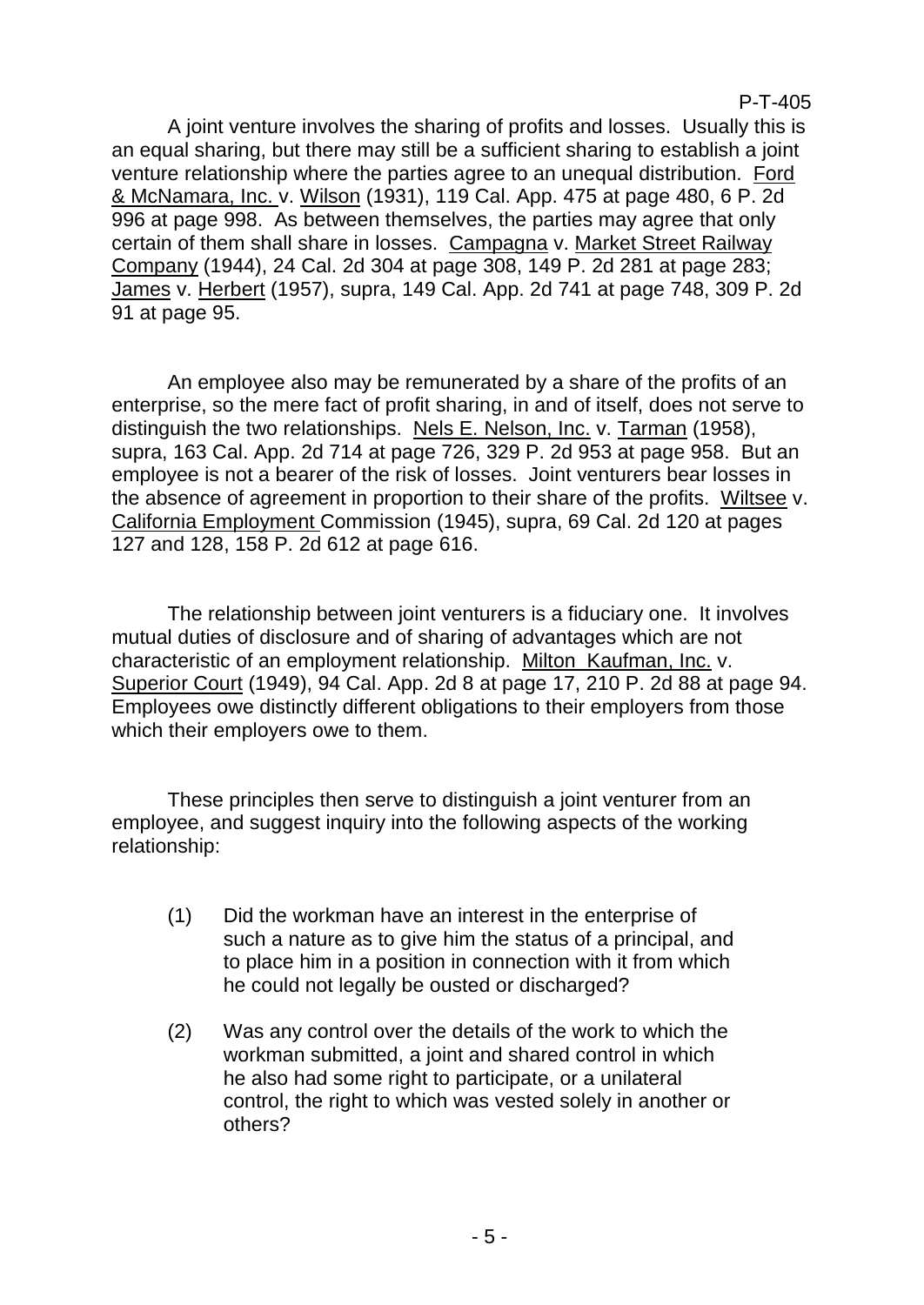A joint venture involves the sharing of profits and losses. Usually this is an equal sharing, but there may still be a sufficient sharing to establish a joint venture relationship where the parties agree to an unequal distribution. Ford & McNamara, Inc. v. Wilson (1931), 119 Cal. App. 475 at page 480, 6 P. 2d 996 at page 998. As between themselves, the parties may agree that only certain of them shall share in losses. Campagna v. Market Street Railway Company (1944), 24 Cal. 2d 304 at page 308, 149 P. 2d 281 at page 283; James v. Herbert (1957), supra, 149 Cal. App. 2d 741 at page 748, 309 P. 2d 91 at page 95.

An employee also may be remunerated by a share of the profits of an enterprise, so the mere fact of profit sharing, in and of itself, does not serve to distinguish the two relationships. Nels E. Nelson, Inc. v. Tarman (1958), supra, 163 Cal. App. 2d 714 at page 726, 329 P. 2d 953 at page 958. But an employee is not a bearer of the risk of losses. Joint venturers bear losses in the absence of agreement in proportion to their share of the profits. Wiltsee v. California Employment Commission (1945), supra, 69 Cal. 2d 120 at pages 127 and 128, 158 P. 2d 612 at page 616.

The relationship between joint venturers is a fiduciary one. It involves mutual duties of disclosure and of sharing of advantages which are not characteristic of an employment relationship. Milton Kaufman, Inc. v. Superior Court (1949), 94 Cal. App. 2d 8 at page 17, 210 P. 2d 88 at page 94. Employees owe distinctly different obligations to their employers from those which their employers owe to them.

These principles then serve to distinguish a joint venturer from an employee, and suggest inquiry into the following aspects of the working relationship:

(1) Did the workman have an interest in the enterprise of such a nature as to give him the status of a principal, and to place him in a position in connection with it from which he could not legally be ousted or discharged?

(2) Was any control over the details of the work to which the workman submitted, a joint and shared control in which he also had some right to participate, or a unilateral control, the right to which was vested solely in another or others?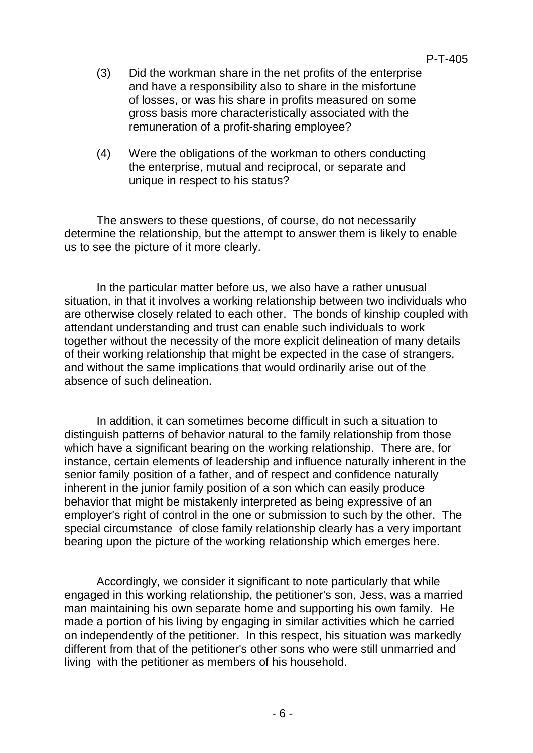(3) Did the workman share in the net profits of the enterprise and have a responsibility also to share in the misfortune of losses, or was his share in profits measured on some gross basis more characteristically associated with the remuneration of a profit-sharing employee?

(4) Were the obligations of the workman to others conducting the enterprise, mutual and reciprocal, or separate and unique in respect to his status?

The answers to these questions, of course, do not necessarily determine the relationship, but the attempt to answer them is likely to enable us to see the picture of it more clearly.

In the particular matter before us, we also have a rather unusual situation, in that it involves a working relationship between two individuals who are otherwise closely related to each other. The bonds of kinship coupled with attendant understanding and trust can enable such individuals to work together without the necessity of the more explicit delineation of many details of their working relationship that might be expected in the case of strangers, and without the same implications that would ordinarily arise out of the absence of such delineation.

In addition, it can sometimes become difficult in such a situation to distinguish patterns of behavior natural to the family relationship from those which have a significant bearing on the working relationship. There are, for instance, certain elements of leadership and influence naturally inherent in the senior family position of a father, and of respect and confidence naturally inherent in the junior family position of a son which can easily produce behavior that might be mistakenly interpreted as being expressive of an employer's right of control in the one or submission to such by the other. The special circumstance of close family relationship clearly has a very important bearing upon the picture of the working relationship which emerges here.

Accordingly, we consider it significant to note particularly that while engaged in this working relationship, the petitioner's son, Jess, was a married man maintaining his own separate home and supporting his own family. He made a portion of his living by engaging in similar activities which he carried on independently of the petitioner. In this respect, his situation was markedly different from that of the petitioner's other sons who were still unmarried and living with the petitioner as members of his household.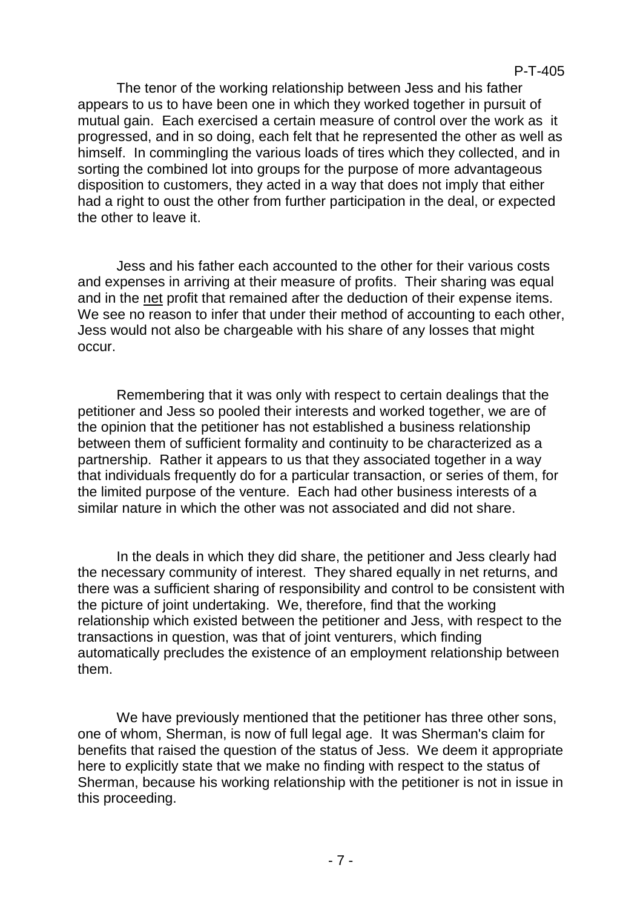The tenor of the working relationship between Jess and his father appears to us to have been one in which they worked together in pursuit of mutual gain. Each exercised a certain measure of control over the work as it progressed, and in so doing, each felt that he represented the other as well as himself. In commingling the various loads of tires which they collected, and in sorting the combined lot into groups for the purpose of more advantageous disposition to customers, they acted in a way that does not imply that either had a right to oust the other from further participation in the deal, or expected the other to leave it.

Jess and his father each accounted to the other for their various costs and expenses in arriving at their measure of profits. Their sharing was equal and in the net profit that remained after the deduction of their expense items. We see no reason to infer that under their method of accounting to each other, Jess would not also be chargeable with his share of any losses that might occur.

Remembering that it was only with respect to certain dealings that the petitioner and Jess so pooled their interests and worked together, we are of the opinion that the petitioner has not established a business relationship between them of sufficient formality and continuity to be characterized as a partnership. Rather it appears to us that they associated together in a way that individuals frequently do for a particular transaction, or series of them, for the limited purpose of the venture. Each had other business interests of a similar nature in which the other was not associated and did not share.

In the deals in which they did share, the petitioner and Jess clearly had the necessary community of interest. They shared equally in net returns, and there was a sufficient sharing of responsibility and control to be consistent with the picture of joint undertaking. We, therefore, find that the working relationship which existed between the petitioner and Jess, with respect to the transactions in question, was that of joint venturers, which finding automatically precludes the existence of an employment relationship between them.

We have previously mentioned that the petitioner has three other sons, one of whom, Sherman, is now of full legal age. It was Sherman's claim for benefits that raised the question of the status of Jess. We deem it appropriate here to explicitly state that we make no finding with respect to the status of Sherman, because his working relationship with the petitioner is not in issue in this proceeding.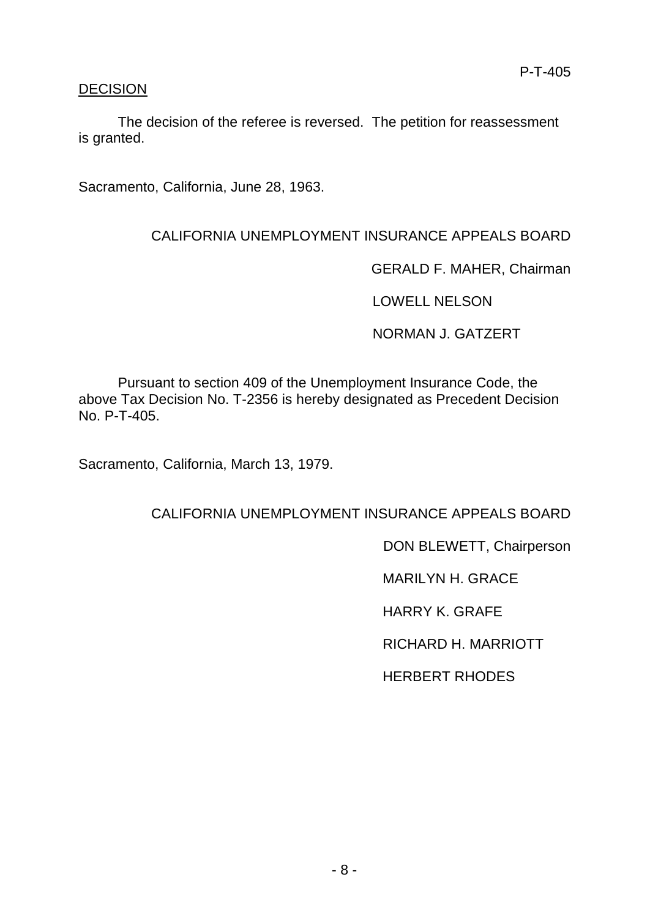## DECISION

The decision of the referee is reversed. The petition for reassessment is granted.

Sacramento, California, June 28, 1963.

CALIFORNIA UNEMPLOYMENT INSURANCE APPEALS BOARD

GERALD F. MAHER, Chairman

LOWELL NELSON

NORMAN J. GATZERT

Pursuant to section 409 of the Unemployment Insurance Code, the above Tax Decision No. T-2356 is hereby designated as Precedent Decision No. P-T-405.

Sacramento, California, March 13, 1979.

CALIFORNIA UNEMPLOYMENT INSURANCE APPEALS BOARD

DON BLEWETT, Chairperson

MARILYN H. GRACE

HARRY K. GRAFE

RICHARD H. MARRIOTT

HERBERT RHODES